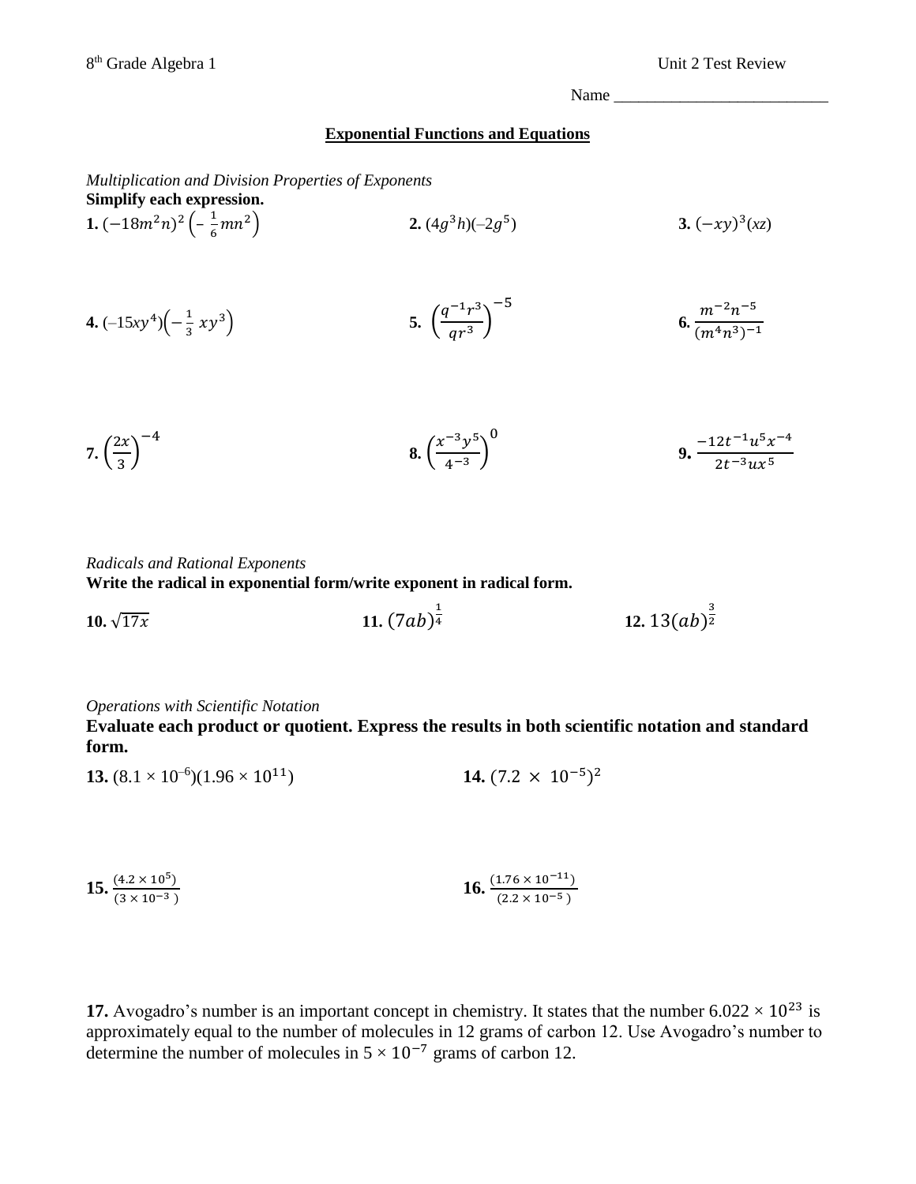8th Grade Algebra 1 Unit 2 Test Review

Name ___________________________

## Exponential Functions and Equations

*Multiplication and Division Properties of Exponents*

**Simplify each expression.**

**1.** $(-18m^2n)^2\left(-\frac{1}{6}mn^2\right)$

**2.** $(4g^3h)(-2g^5)$

**3.** $(-xy)^3(xz)$

**4.** $(-15xy^4)\left(-\frac{1}{3}xy^3\right)$

**5.** $\left(\frac{q^{-1}r^3}{qr^3}\right)^{-5}$

**6.** $\frac{m^{-2}n^{-5}}{(m^4n^3)^{-1}}$

**7.** $\left(\frac{2x}{3}\right)^{-4}$

**8.** $\left(\frac{x^{-3}y^5}{4^{-3}}\right)^0$

**9.** $\frac{-12t^{-1}u^5x^{-4}}{2t^{-3}ux^5}$

*Radicals and Rational Exponents*

**Write the radical in exponential form/write exponent in radical form.**

**10.** $\sqrt{17x}$

**11.** $(7ab)^{\frac{1}{4}}$

**12.** $13(ab)^{\frac{3}{2}}$

*Operations with Scientific Notation*

**Evaluate each product or quotient. Express the results in both scientific notation and standard form.**

**13.** $(8.1 \times 10^{-6})(1.96 \times 10^{11})$

**14.** $(7.2 \times 10^{-5})^2$

**15.** $\frac{(4.2 \times 10^5)}{(3 \times 10^{-3})}$

**16.** $\frac{(1.76 \times 10^{-11})}{(2.2 \times 10^{-5})}$

**17.** Avogadro's number is an important concept in chemistry. It states that the number $6.022 \times 10^{23}$ is approximately equal to the number of molecules in 12 grams of carbon 12. Use Avogadro's number to determine the number of molecules in $5 \times 10^{-7}$ grams of carbon 12.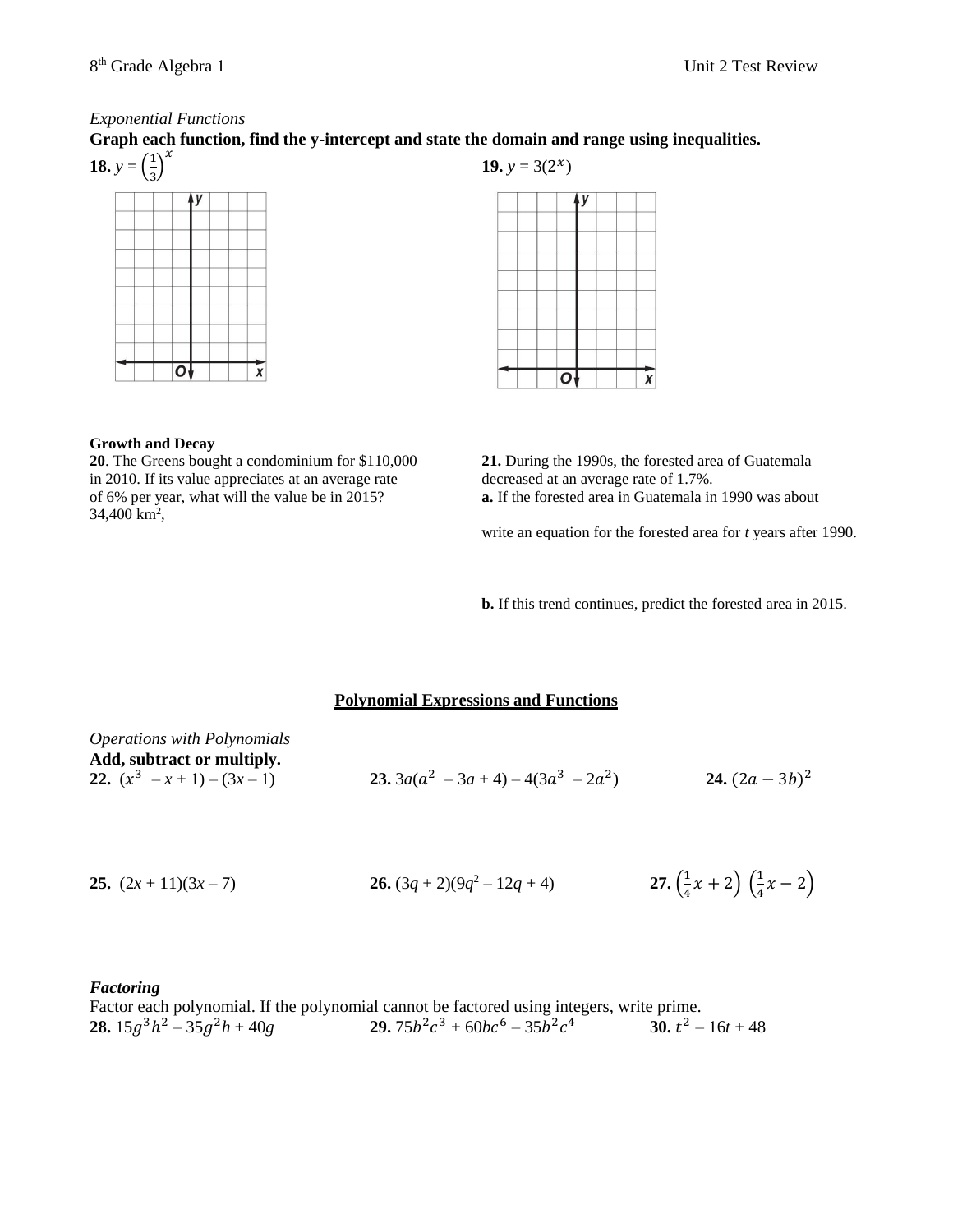*Exponential Functions*

**Graph each function, find the y-intercept and state the domain and range using inequalities.**

**18.** $y = \left(\frac{1}{3}\right)^x$

**19.** $y = 3(2^x)$

**Growth and Decay**

**20**. The Greens bought a condominium for $110,000 in 2010. If its value appreciates at an average rate of 6% per year, what will the value be in 2015?

**21.** During the 1990s, the forested area of Guatemala decreased at an average rate of 1.7%.

**a.** If the forested area in Guatemala in 1990 was about 34,400 km[2], write an equation for the forested area for $t$ years after 1990.

**b.** If this trend continues, predict the forested area in 2015.

## Polynomial Expressions and Functions

*Operations with Polynomials*

**Add, subtract or multiply.**

**22.** $(x^3 - x + 1) - (3x - 1)$

**23.** $3a(a^2 - 3a + 4) - 4(3a^3 - 2a^2)$

**24.** $(2a - 3b)^2$

**25.** $(2x + 11)(3x - 7)$

**26.** $(3q + 2)(9q^2 - 12q + 4)$

**27.** $\left(\frac{1}{4}x + 2\right)\left(\frac{1}{4}x - 2\right)$

***Factoring***

Factor each polynomial. If the polynomial cannot be factored using integers, write prime.

**28.** $15g^3h^2 - 35g^2h + 40g$

**29.** $75b^2c^3 + 60bc^6 - 35b^2c^4$

**30.** $t^2 - 16t + 48$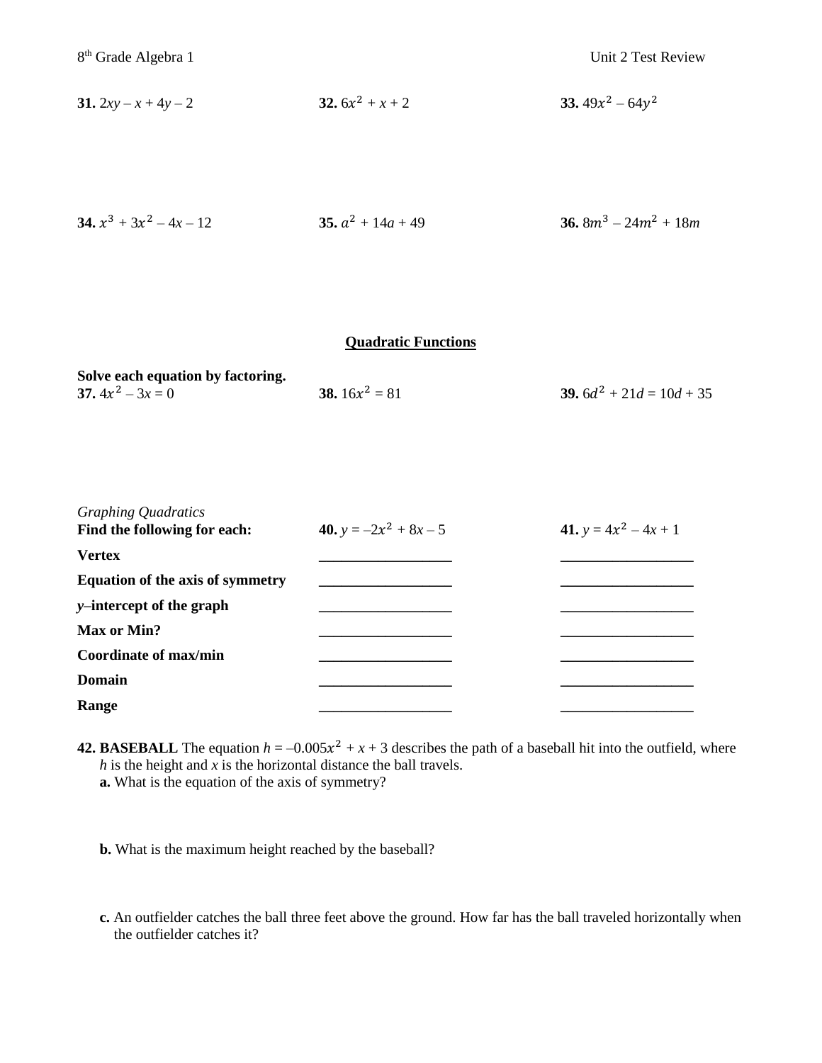**31.** $2xy - x + 4y - 2$

**32.** $6x^2 + x + 2$

**33.** $49x^2 - 64y^2$

**34.** $x^3 + 3x^2 - 4x - 12$

**35.** $a^2 + 14a + 49$

**36.** $8m^3 - 24m^2 + 18m$

## Quadratic Functions

**Solve each equation by factoring.**

**37.** $4x^2 - 3x = 0$

**38.** $16x^2 = 81$

**39.** $6d^2 + 21d = 10d + 35$

*Graphing Quadratics*

| **Find the following for each:** | **40.** $y = -2x^2 + 8x - 5$ | **41.** $y = 4x^2 - 4x + 1$ |
| --- | --- | --- |
| **Vertex** | \_\_\_\_\_\_\_\_\_\_\_\_\_\_\_\_\_\_ | \_\_\_\_\_\_\_\_\_\_\_\_\_\_\_\_\_\_ |
| **Equation of the axis of symmetry** | \_\_\_\_\_\_\_\_\_\_\_\_\_\_\_\_\_\_ | \_\_\_\_\_\_\_\_\_\_\_\_\_\_\_\_\_\_ |
| ***y*–intercept of the graph** | \_\_\_\_\_\_\_\_\_\_\_\_\_\_\_\_\_\_ | \_\_\_\_\_\_\_\_\_\_\_\_\_\_\_\_\_\_ |
| **Max or Min?** | \_\_\_\_\_\_\_\_\_\_\_\_\_\_\_\_\_\_ | \_\_\_\_\_\_\_\_\_\_\_\_\_\_\_\_\_\_ |
| **Coordinate of max/min** | \_\_\_\_\_\_\_\_\_\_\_\_\_\_\_\_\_\_ | \_\_\_\_\_\_\_\_\_\_\_\_\_\_\_\_\_\_ |
| **Domain** | \_\_\_\_\_\_\_\_\_\_\_\_\_\_\_\_\_\_ | \_\_\_\_\_\_\_\_\_\_\_\_\_\_\_\_\_\_ |
| **Range** | \_\_\_\_\_\_\_\_\_\_\_\_\_\_\_\_\_\_ | \_\_\_\_\_\_\_\_\_\_\_\_\_\_\_\_\_\_ |

**42. BASEBALL** The equation $h = -0.005x^2 + x + 3$ describes the path of a baseball hit into the outfield, where $h$ is the height and $x$ is the horizontal distance the ball travels.

**a.** What is the equation of the axis of symmetry?

**b.** What is the maximum height reached by the baseball?

**c.** An outfielder catches the ball three feet above the ground. How far has the ball traveled horizontally when the outfielder catches it?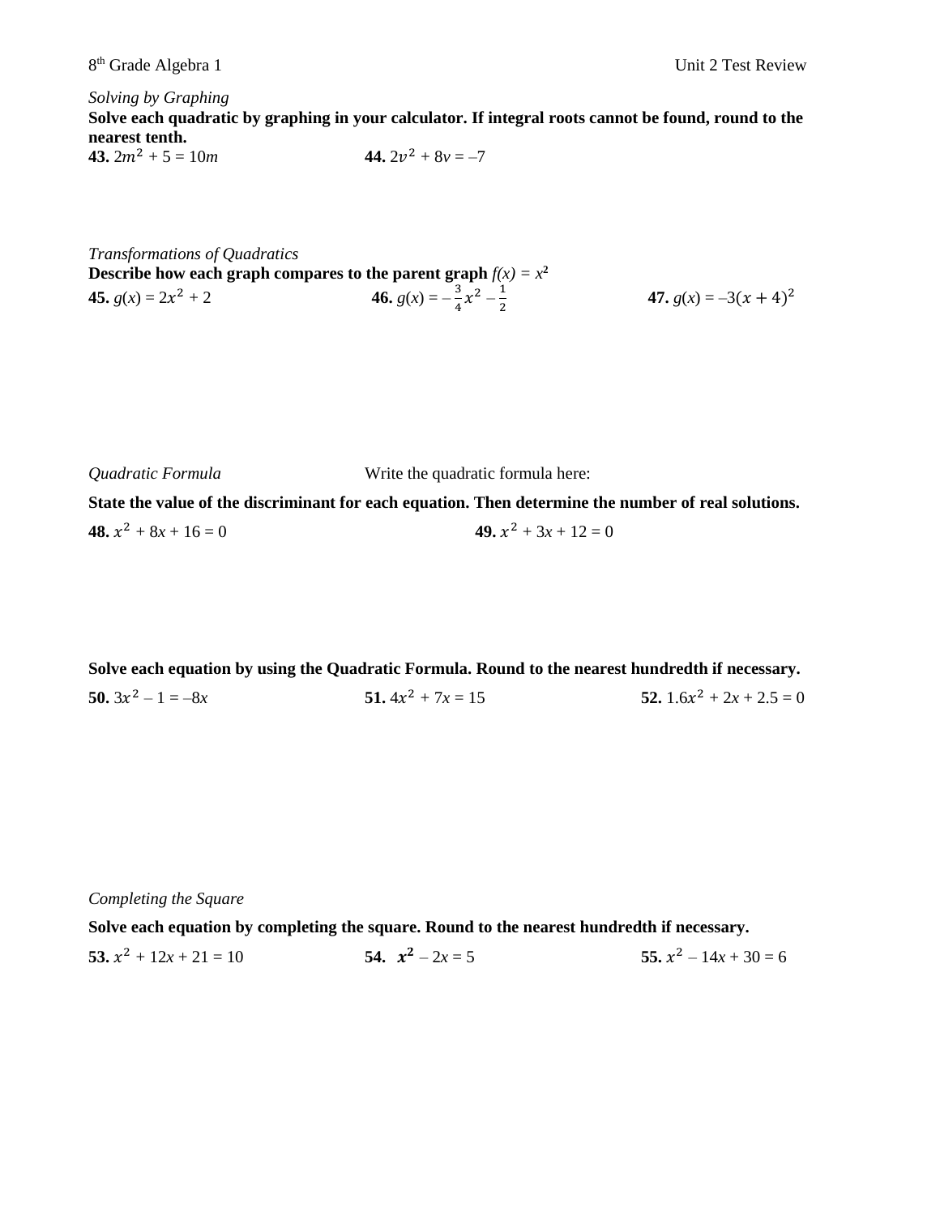*Solving by Graphing*

**Solve each quadratic by graphing in your calculator. If integral roots cannot be found, round to the nearest tenth.**

**43.** $2m^2 + 5 = 10m$

**44.** $2v^2 + 8v = -7$

*Transformations of Quadratics*

**Describe how each graph compares to the parent graph** $f(x) = x^2$

**45.** $g(x) = 2x^2 + 2$

**46.** $g(x) = -\frac{3}{4}x^2 - \frac{1}{2}$

**47.** $g(x) = -3(x + 4)^2$

*Quadratic Formula*

Write the quadratic formula here:

**State the value of the discriminant for each equation. Then determine the number of real solutions.**

**48.** $x^2 + 8x + 16 = 0$

**49.** $x^2 + 3x + 12 = 0$

**Solve each equation by using the Quadratic Formula. Round to the nearest hundredth if necessary.**

**50.** $3x^2 - 1 = -8x$

**51.** $4x^2 + 7x = 15$

**52.** $1.6x^2 + 2x + 2.5 = 0$

*Completing the Square*

**Solve each equation by completing the square. Round to the nearest hundredth if necessary.**

**53.** $x^2 + 12x + 21 = 10$

**54.** $x^2 - 2x = 5$

**55.** $x^2 - 14x + 30 = 6$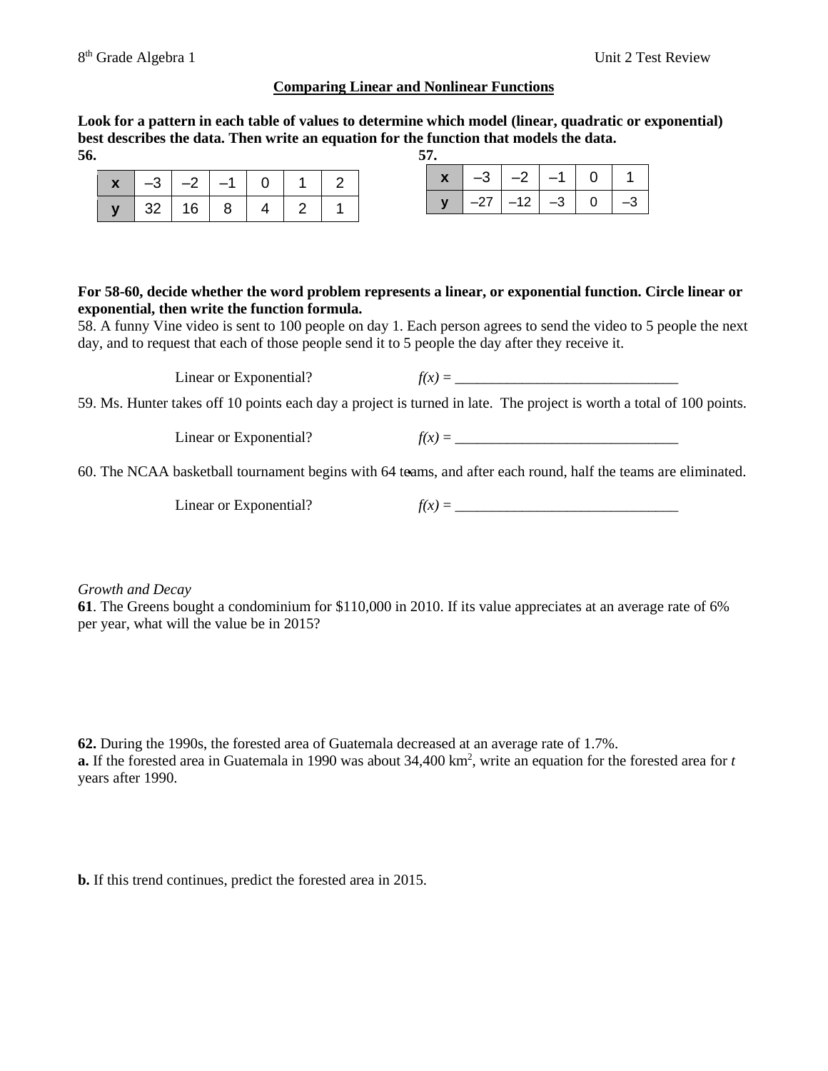## Comparing Linear and Nonlinear Functions

**Look for a pattern in each table of values to determine which model (linear, quadratic or exponential) best describes the data. Then write an equation for the function that models the data.**

**56.**

| x | –3 | –2 | –1 | 0 | 1 | 2 |
|---|---|---|---|---|---|---|
| y | 32 | 16 | 8 | 4 | 2 | 1 |

**57.**

| x | –3 | –2 | –1 | 0 | 1 |
|---|---|---|---|---|---|
| y | –27 | –12 | –3 | 0 | –3 |

**For 58-60, decide whether the word problem represents a linear, or exponential function. Circle linear or exponential, then write the function formula.**

58. A funny Vine video is sent to 100 people on day 1. Each person agrees to send the video to 5 people the next day, and to request that each of those people send it to 5 people the day after they receive it.

Linear or Exponential? $f(x) =$ ______________________________

59. Ms. Hunter takes off 10 points each day a project is turned in late. The project is worth a total of 100 points.

Linear or Exponential? $f(x) =$ ______________________________

60. The NCAA basketball tournament begins with 64 teams, and after each round, half the teams are eliminated.

Linear or Exponential? $f(x) =$ ______________________________

*Growth and Decay*

**61**. The Greens bought a condominium for $110,000 in 2010. If its value appreciates at an average rate of 6% per year, what will the value be in 2015?

**62.** During the 1990s, the forested area of Guatemala decreased at an average rate of 1.7%.

**a.** If the forested area in Guatemala in 1990 was about 34,400 $km^2$, write an equation for the forested area for $t$ years after 1990.

**b.** If this trend continues, predict the forested area in 2015.